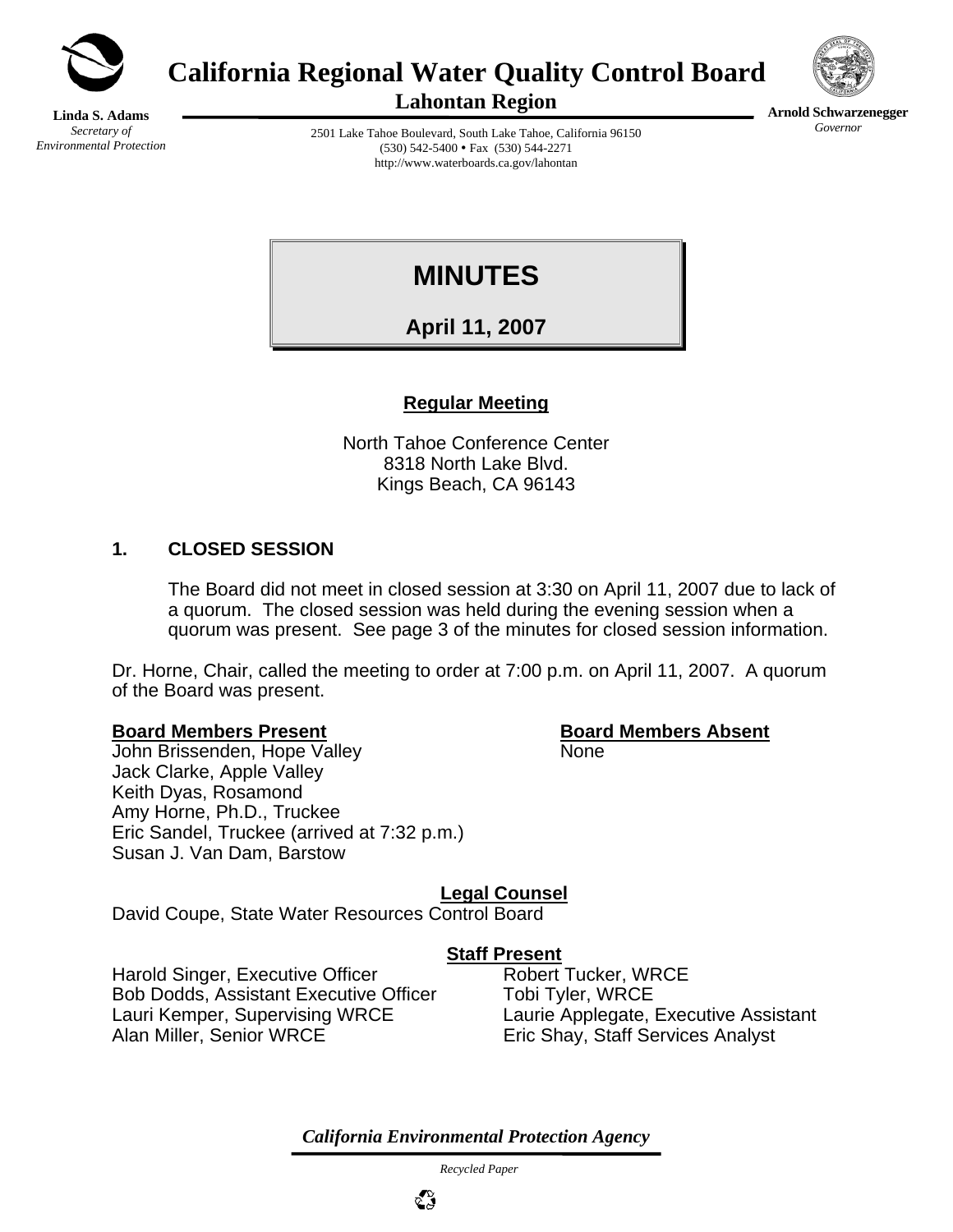# California Regional Water Quality Control Board

## Lahontan Region

**Linda S. Adams**
*Secretary of Environmental Protection*

2501 Lake Tahoe Boulevard, South Lake Tahoe, California 96150
(530) 542-5400 • Fax (530) 544-2271
http://www.waterboards.ca.gov/lahontan

**Arnold Schwarzenegger**
*Governor*

# MINUTES

## April 11, 2007

**Regular Meeting**

North Tahoe Conference Center
8318 North Lake Blvd.
Kings Beach, CA 96143

### 1. CLOSED SESSION

The Board did not meet in closed session at 3:30 on April 11, 2007 due to lack of a quorum. The closed session was held during the evening session when a quorum was present. See page 3 of the minutes for closed session information.

Dr. Horne, Chair, called the meeting to order at 7:00 p.m. on April 11, 2007. A quorum of the Board was present.

**Board Members Present**

John Brissenden, Hope Valley
Jack Clarke, Apple Valley
Keith Dyas, Rosamond
Amy Horne, Ph.D., Truckee
Eric Sandel, Truckee (arrived at 7:32 p.m.)
Susan J. Van Dam, Barstow

**Board Members Absent**

None

**Legal Counsel**

David Coupe, State Water Resources Control Board

**Staff Present**

Harold Singer, Executive Officer
Bob Dodds, Assistant Executive Officer
Lauri Kemper, Supervising WRCE
Alan Miller, Senior WRCE
Robert Tucker, WRCE
Tobi Tyler, WRCE
Laurie Applegate, Executive Assistant
Eric Shay, Staff Services Analyst

*California Environmental Protection Agency*

*Recycled Paper*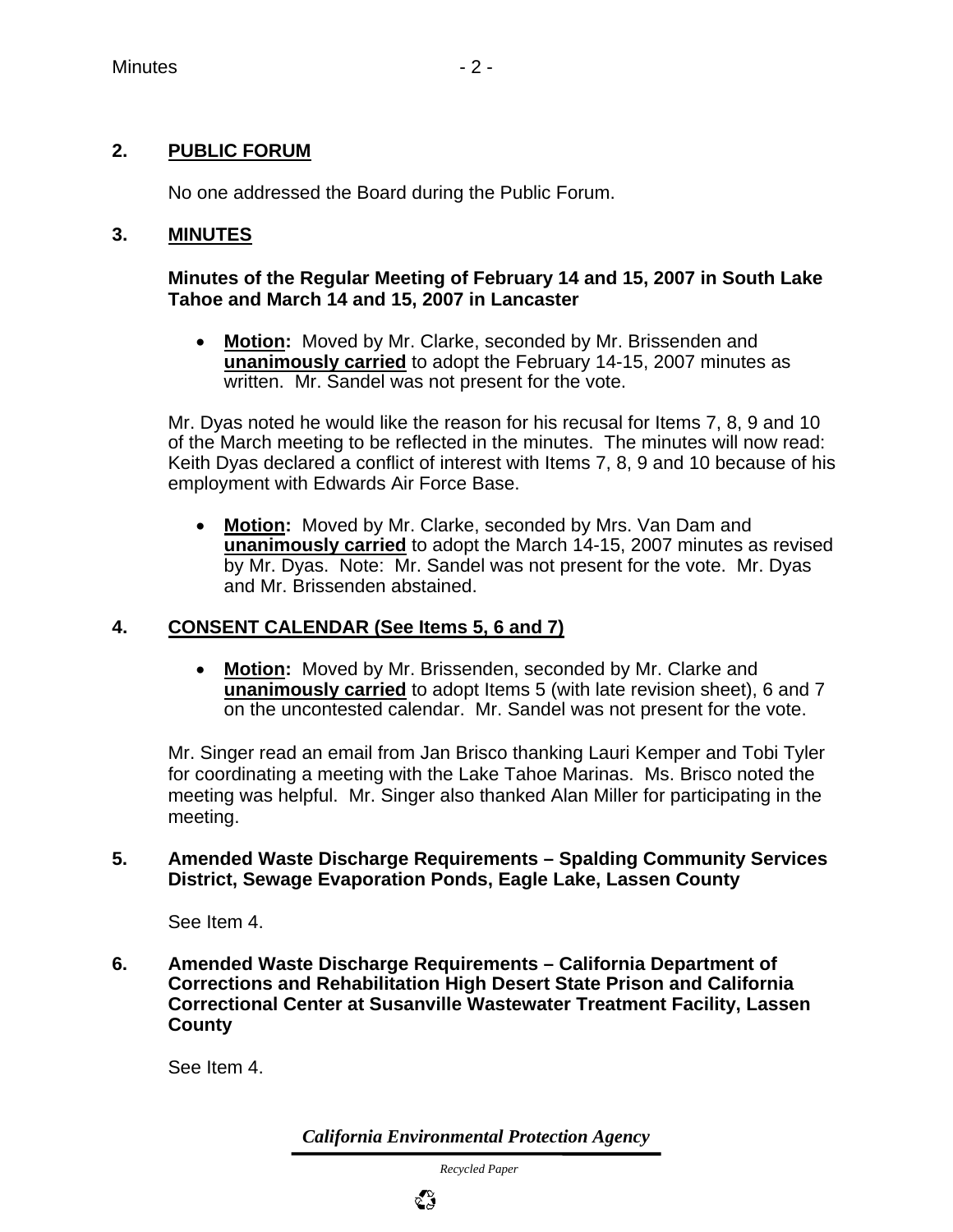## 2. PUBLIC FORUM

No one addressed the Board during the Public Forum.

## 3. MINUTES

**Minutes of the Regular Meeting of February 14 and 15, 2007 in South Lake Tahoe and March 14 and 15, 2007 in Lancaster**

- **Motion:** Moved by Mr. Clarke, seconded by Mr. Brissenden and **unanimously carried** to adopt the February 14-15, 2007 minutes as written. Mr. Sandel was not present for the vote.

Mr. Dyas noted he would like the reason for his recusal for Items 7, 8, 9 and 10 of the March meeting to be reflected in the minutes. The minutes will now read: Keith Dyas declared a conflict of interest with Items 7, 8, 9 and 10 because of his employment with Edwards Air Force Base.

- **Motion:** Moved by Mr. Clarke, seconded by Mrs. Van Dam and **unanimously carried** to adopt the March 14-15, 2007 minutes as revised by Mr. Dyas. Note: Mr. Sandel was not present for the vote. Mr. Dyas and Mr. Brissenden abstained.

## 4. CONSENT CALENDAR (See Items 5, 6 and 7)

- **Motion:** Moved by Mr. Brissenden, seconded by Mr. Clarke and **unanimously carried** to adopt Items 5 (with late revision sheet), 6 and 7 on the uncontested calendar. Mr. Sandel was not present for the vote.

Mr. Singer read an email from Jan Brisco thanking Lauri Kemper and Tobi Tyler for coordinating a meeting with the Lake Tahoe Marinas. Ms. Brisco noted the meeting was helpful. Mr. Singer also thanked Alan Miller for participating in the meeting.

## 5. Amended Waste Discharge Requirements – Spalding Community Services District, Sewage Evaporation Ponds, Eagle Lake, Lassen County

See Item 4.

## 6. Amended Waste Discharge Requirements – California Department of Corrections and Rehabilitation High Desert State Prison and California Correctional Center at Susanville Wastewater Treatment Facility, Lassen County

See Item 4.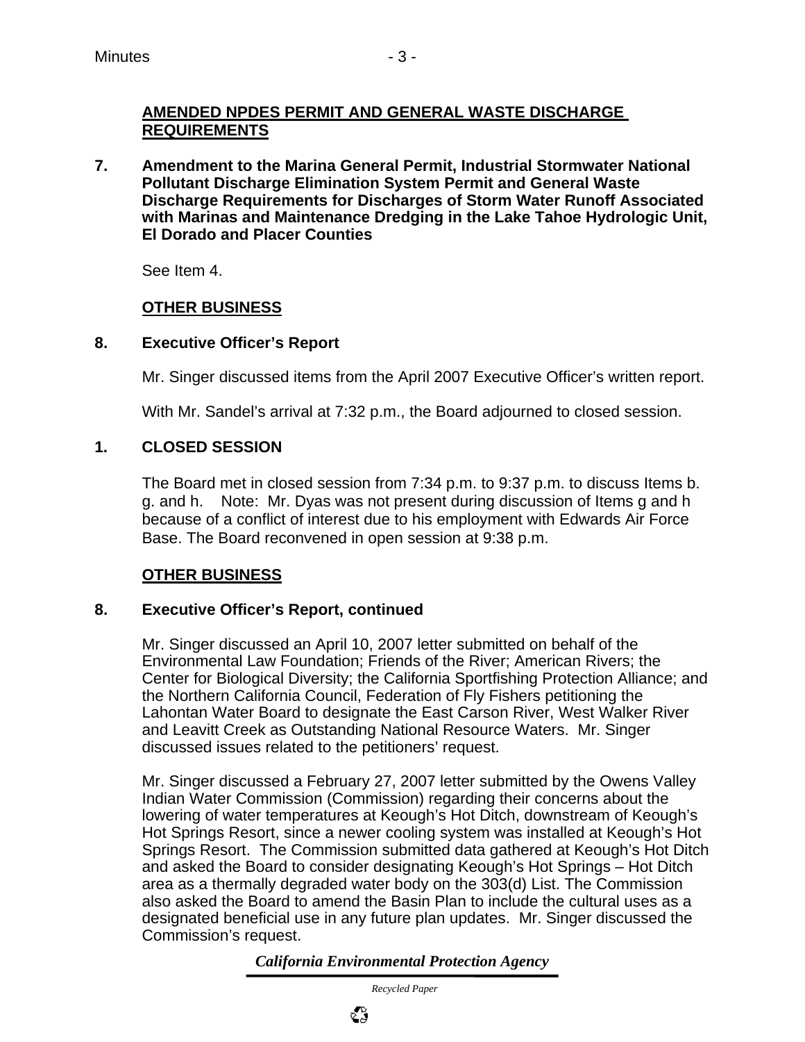## AMENDED NPDES PERMIT AND GENERAL WASTE DISCHARGE REQUIREMENTS

**7. Amendment to the Marina General Permit, Industrial Stormwater National Pollutant Discharge Elimination System Permit and General Waste Discharge Requirements for Discharges of Storm Water Runoff Associated with Marinas and Maintenance Dredging in the Lake Tahoe Hydrologic Unit, El Dorado and Placer Counties**

See Item 4.

## OTHER BUSINESS

**8. Executive Officer's Report**

Mr. Singer discussed items from the April 2007 Executive Officer's written report.

With Mr. Sandel's arrival at 7:32 p.m., the Board adjourned to closed session.

**1. CLOSED SESSION**

The Board met in closed session from 7:34 p.m. to 9:37 p.m. to discuss Items b. g. and h. Note: Mr. Dyas was not present during discussion of Items g and h because of a conflict of interest due to his employment with Edwards Air Force Base. The Board reconvened in open session at 9:38 p.m.

## OTHER BUSINESS

**8. Executive Officer's Report, continued**

Mr. Singer discussed an April 10, 2007 letter submitted on behalf of the Environmental Law Foundation; Friends of the River; American Rivers; the Center for Biological Diversity; the California Sportfishing Protection Alliance; and the Northern California Council, Federation of Fly Fishers petitioning the Lahontan Water Board to designate the East Carson River, West Walker River and Leavitt Creek as Outstanding National Resource Waters. Mr. Singer discussed issues related to the petitioners' request.

Mr. Singer discussed a February 27, 2007 letter submitted by the Owens Valley Indian Water Commission (Commission) regarding their concerns about the lowering of water temperatures at Keough's Hot Ditch, downstream of Keough's Hot Springs Resort, since a newer cooling system was installed at Keough's Hot Springs Resort. The Commission submitted data gathered at Keough's Hot Ditch and asked the Board to consider designating Keough's Hot Springs – Hot Ditch area as a thermally degraded water body on the 303(d) List. The Commission also asked the Board to amend the Basin Plan to include the cultural uses as a designated beneficial use in any future plan updates. Mr. Singer discussed the Commission's request.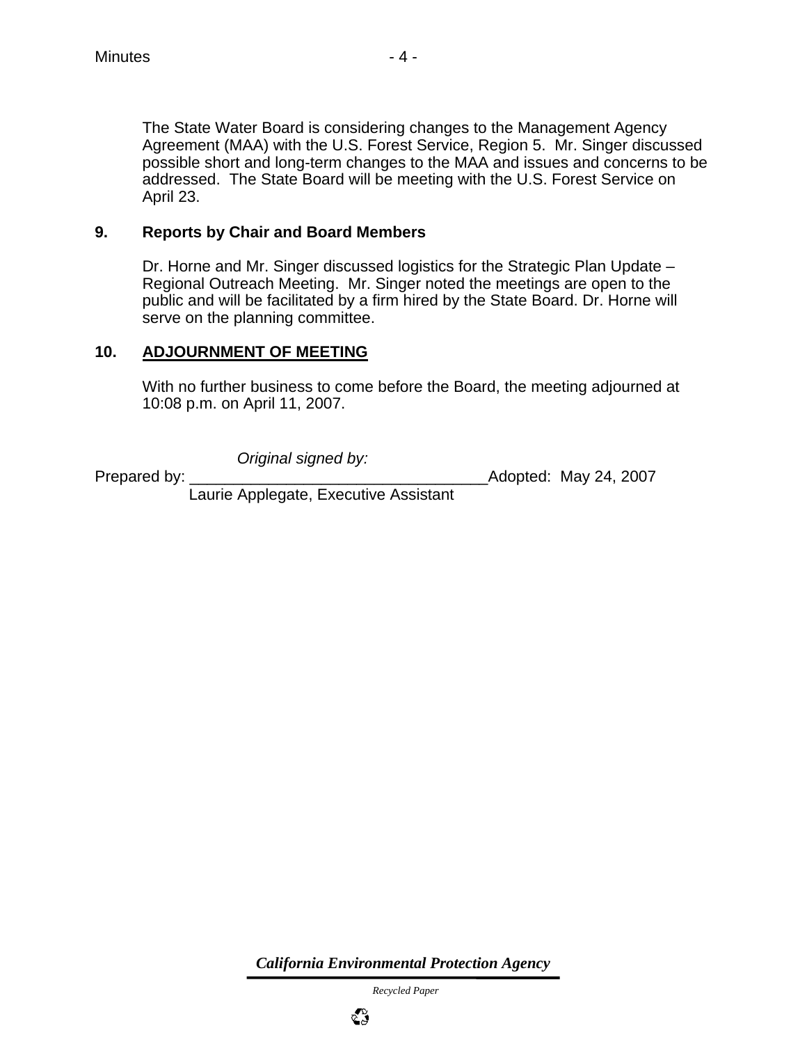The State Water Board is considering changes to the Management Agency Agreement (MAA) with the U.S. Forest Service, Region 5. Mr. Singer discussed possible short and long-term changes to the MAA and issues and concerns to be addressed. The State Board will be meeting with the U.S. Forest Service on April 23.

**9. Reports by Chair and Board Members**

Dr. Horne and Mr. Singer discussed logistics for the Strategic Plan Update – Regional Outreach Meeting. Mr. Singer noted the meetings are open to the public and will be facilitated by a firm hired by the State Board. Dr. Horne will serve on the planning committee.

**10. ADJOURNMENT OF MEETING**

With no further business to come before the Board, the meeting adjourned at 10:08 p.m. on April 11, 2007.

*Original signed by:*

Prepared by: ___________________________________ Adopted: May 24, 2007
Laurie Applegate, Executive Assistant

***California Environmental Protection Agency***

*Recycled Paper*